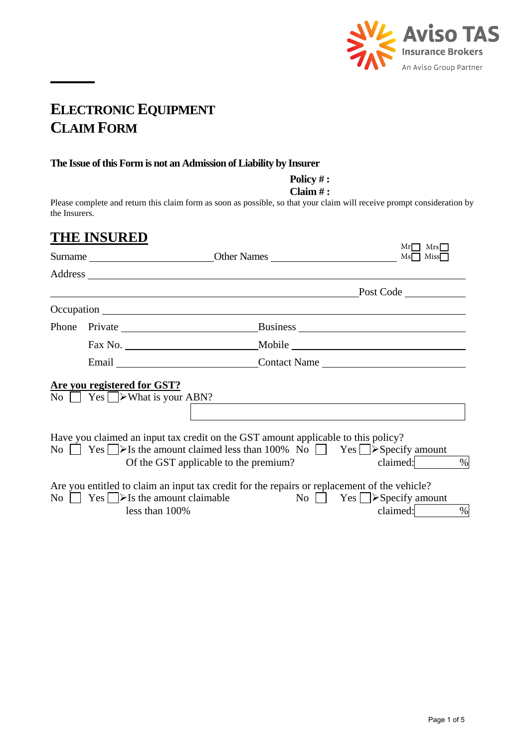# ELECTRONIC EQUIPMENT CLAIM FORM

**The Issue of this Form is not an Admission of Liability by Insurer**

**Policy # :**
**Claim # :**

Please complete and return this claim form as soon as possible, so that your claim will receive prompt consideration by the Insurers.

## THE INSURED

Surname ________________ Other Names ________________ Mr ☐ Mrs ☐ Ms ☐ Miss ☐

Address ____________________________________________

____________________________________________ Post Code __________

Occupation ____________________________________________

Phone Private ________________ Business ________________

Fax No. ________________ Mobile ________________

Email ________________ Contact Name ________________

**Are you registered for GST?**

No ☐ Yes ☐ ➢What is your ABN? ________________

Have you claimed an input tax credit on the GST amount applicable to this policy?

No ☐ Yes ☐ ➢Is the amount claimed less than 100% Of the GST applicable to the premium? No ☐ Yes ☐ ➢Specify amount claimed: ______ %

Are you entitled to claim an input tax credit for the repairs or replacement of the vehicle?

No ☐ Yes ☐ ➢Is the amount claimable less than 100% No ☐ Yes ☐ ➢Specify amount claimed: ______ %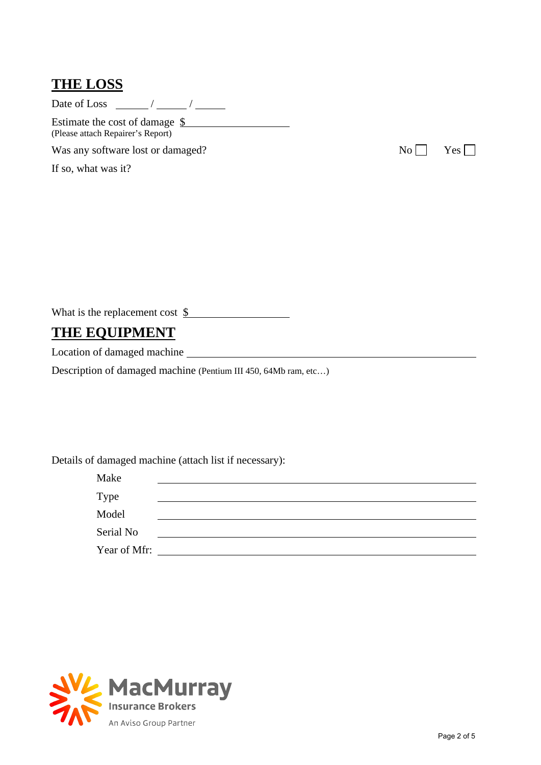## THE LOSS

Date of Loss ______ / ______ / ______

Estimate the cost of damage $____________________
(Please attach Repairer's Report)

Was any software lost or damaged? No ☐ Yes ☐

If so, what was it?

What is the replacement cost $__________________

## THE EQUIPMENT

Location of damaged machine ____________________________________________________

Description of damaged machine (Pentium III 450, 64Mb ram, etc…)

Details of damaged machine (attach list if necessary):

Make ____________________________________________________

Type ____________________________________________________

Model ____________________________________________________

Serial No ____________________________________________________

Year of Mfr: ____________________________________________________

MacMurray Insurance Brokers
An Aviso Group Partner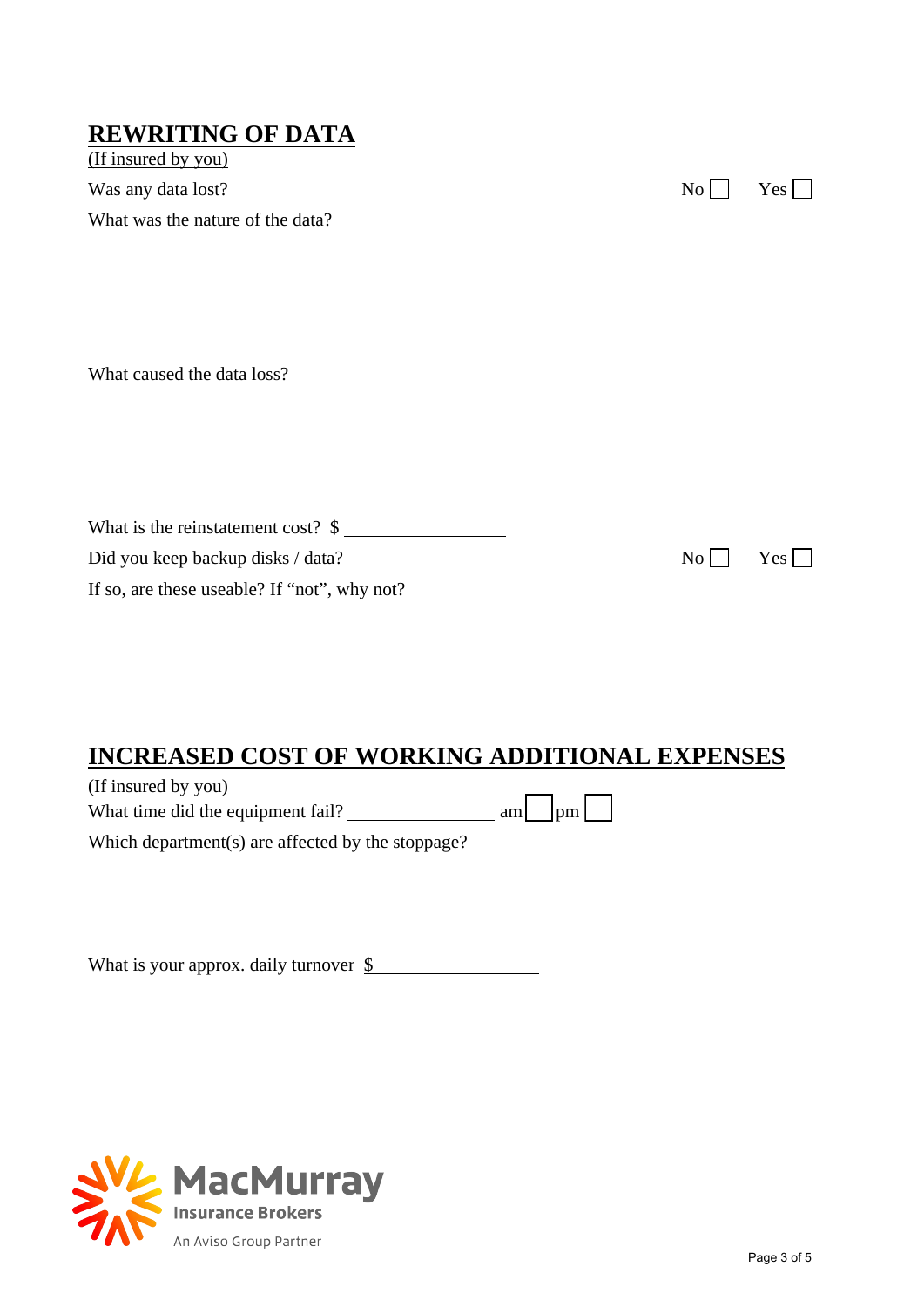## REWRITING OF DATA

(If insured by you)

Was any data lost? No ☐ Yes ☐

What was the nature of the data?

What caused the data loss?

What is the reinstatement cost? $ ________________

Did you keep backup disks / data? No ☐ Yes ☐

If so, are these useable? If "not", why not?

## INCREASED COST OF WORKING ADDITIONAL EXPENSES

(If insured by you)

What time did the equipment fail? ______________ am ☐ pm ☐

Which department(s) are affected by the stoppage?

What is your approx. daily turnover $ ________________

MacMurray Insurance Brokers

An Aviso Group Partner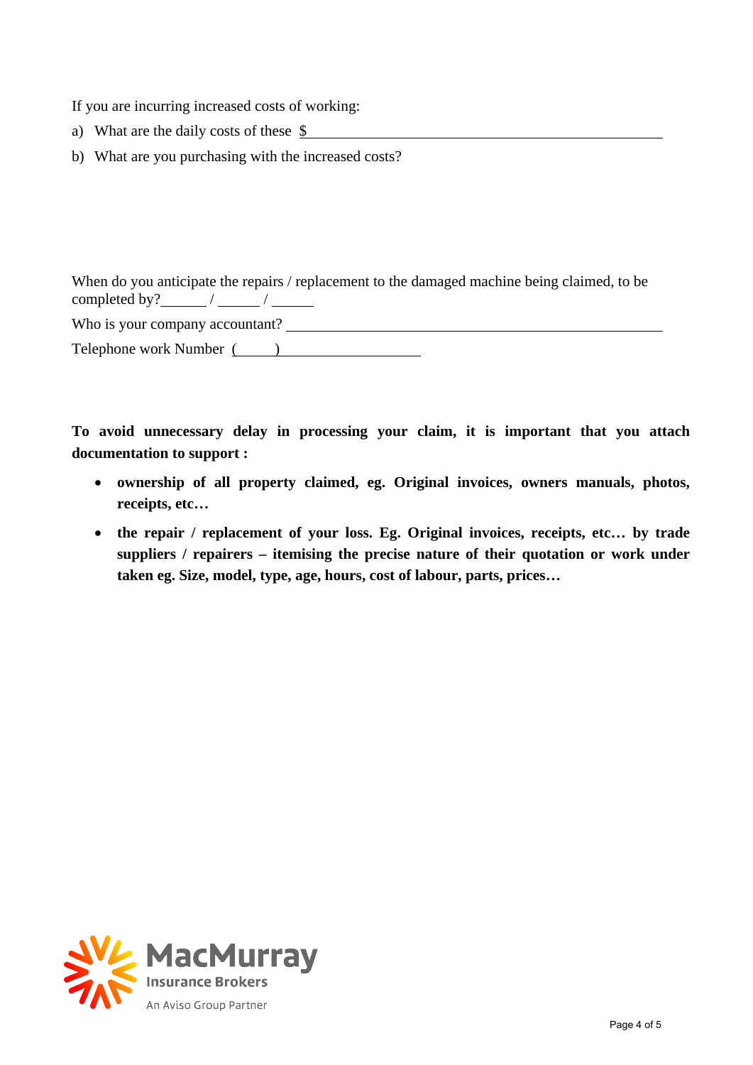If you are incurring increased costs of working:

a) What are the daily costs of these $ \_\_\_\_\_\_\_\_\_\_\_\_\_\_\_\_\_\_\_\_\_\_\_\_\_\_\_\_\_\_\_\_\_\_\_\_\_\_\_\_

b) What are you purchasing with the increased costs?

When do you anticipate the repairs / replacement to the damaged machine being claimed, to be completed by? \_\_\_\_\_\_ / \_\_\_\_\_\_ / \_\_\_\_\_\_

Who is your company accountant? \_\_\_\_\_\_\_\_\_\_\_\_\_\_\_\_\_\_\_\_\_\_\_\_\_\_\_\_\_\_\_\_\_\_\_\_\_\_\_\_

Telephone work Number (\_\_\_\_\_) \_\_\_\_\_\_\_\_\_\_\_\_\_\_\_\_\_\_\_\_

**To avoid unnecessary delay in processing your claim, it is important that you attach documentation to support :**

- **ownership of all property claimed, eg. Original invoices, owners manuals, photos, receipts, etc…**
- **the repair / replacement of your loss. Eg. Original invoices, receipts, etc… by trade suppliers / repairers – itemising the precise nature of their quotation or work under taken eg. Size, model, type, age, hours, cost of labour, parts, prices…**

MacMurray Insurance Brokers
An Aviso Group Partner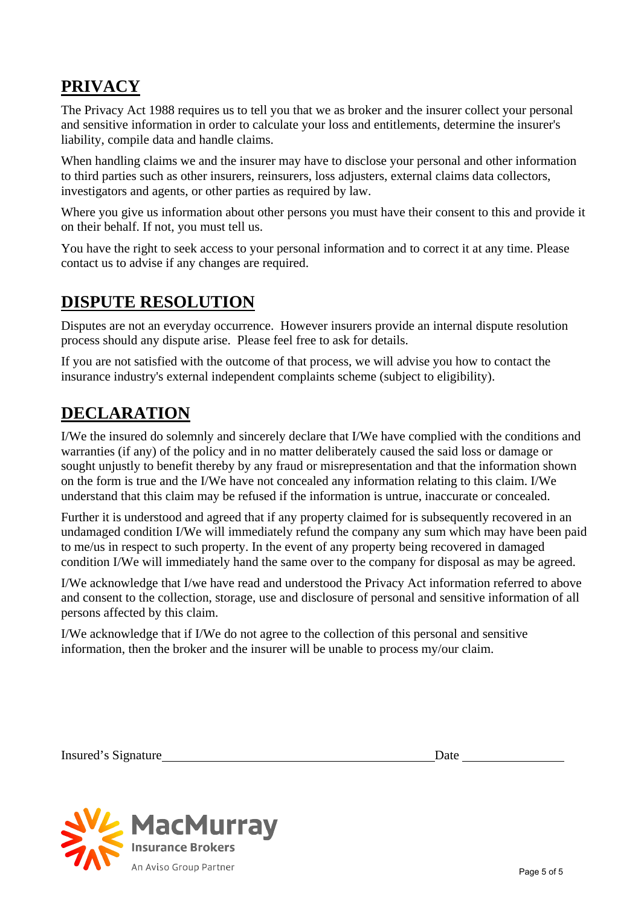## PRIVACY

The Privacy Act 1988 requires us to tell you that we as broker and the insurer collect your personal and sensitive information in order to calculate your loss and entitlements, determine the insurer's liability, compile data and handle claims.

When handling claims we and the insurer may have to disclose your personal and other information to third parties such as other insurers, reinsurers, loss adjusters, external claims data collectors, investigators and agents, or other parties as required by law.

Where you give us information about other persons you must have their consent to this and provide it on their behalf. If not, you must tell us.

You have the right to seek access to your personal information and to correct it at any time. Please contact us to advise if any changes are required.

## DISPUTE RESOLUTION

Disputes are not an everyday occurrence. However insurers provide an internal dispute resolution process should any dispute arise. Please feel free to ask for details.

If you are not satisfied with the outcome of that process, we will advise you how to contact the insurance industry's external independent complaints scheme (subject to eligibility).

## DECLARATION

I/We the insured do solemnly and sincerely declare that I/We have complied with the conditions and warranties (if any) of the policy and in no matter deliberately caused the said loss or damage or sought unjustly to benefit thereby by any fraud or misrepresentation and that the information shown on the form is true and the I/We have not concealed any information relating to this claim. I/We understand that this claim may be refused if the information is untrue, inaccurate or concealed.

Further it is understood and agreed that if any property claimed for is subsequently recovered in an undamaged condition I/We will immediately refund the company any sum which may have been paid to me/us in respect to such property. In the event of any property being recovered in damaged condition I/We will immediately hand the same over to the company for disposal as may be agreed.

I/We acknowledge that I/we have read and understood the Privacy Act information referred to above and consent to the collection, storage, use and disclosure of personal and sensitive information of all persons affected by this claim.

I/We acknowledge that if I/We do not agree to the collection of this personal and sensitive information, then the broker and the insurer will be unable to process my/our claim.

Insured's Signature\_\_\_\_\_\_\_\_\_\_\_\_\_\_\_\_\_\_\_\_\_\_\_\_\_\_\_\_\_\_\_\_\_\_\_\_ Date \_\_\_\_\_\_\_\_\_\_\_\_\_\_

MacMurray Insurance Brokers
An Aviso Group Partner